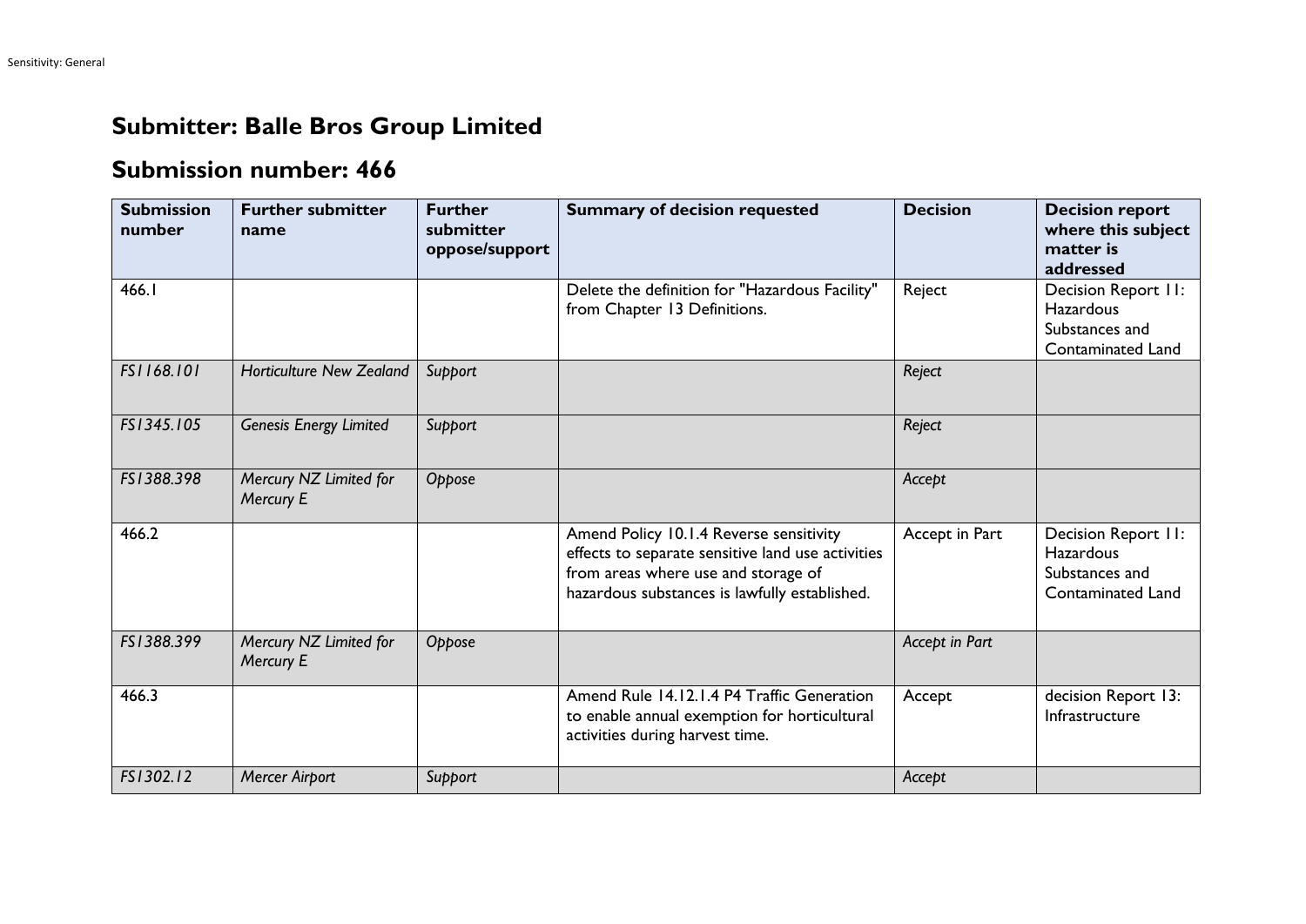## Submitter: Balle Bros Group Limited

## Submission number: 466

| Submission number | Further submitter name | Further submitter oppose/support | Summary of decision requested | Decision | Decision report where this subject matter is addressed |
|---|---|---|---|---|---|
| 466.1 | | | Delete the definition for "Hazardous Facility" from Chapter 13 Definitions. | Reject | Decision Report 11: Hazardous Substances and Contaminated Land |
| *FS1168.101* | *Horticulture New Zealand* | *Support* | | *Reject* | |
| *FS1345.105* | *Genesis Energy Limited* | *Support* | | *Reject* | |
| *FS1388.398* | *Mercury NZ Limited for Mercury E* | *Oppose* | | *Accept* | |
| 466.2 | | | Amend Policy 10.1.4 Reverse sensitivity effects to separate sensitive land use activities from areas where use and storage of hazardous substances is lawfully established. | Accept in Part | Decision Report 11: Hazardous Substances and Contaminated Land |
| *FS1388.399* | *Mercury NZ Limited for Mercury E* | *Oppose* | | *Accept in Part* | |
| 466.3 | | | Amend Rule 14.12.1.4 P4 Traffic Generation to enable annual exemption for horticultural activities during harvest time. | Accept | decision Report 13: Infrastructure |
| *FS1302.12* | *Mercer Airport* | *Support* | | *Accept* | |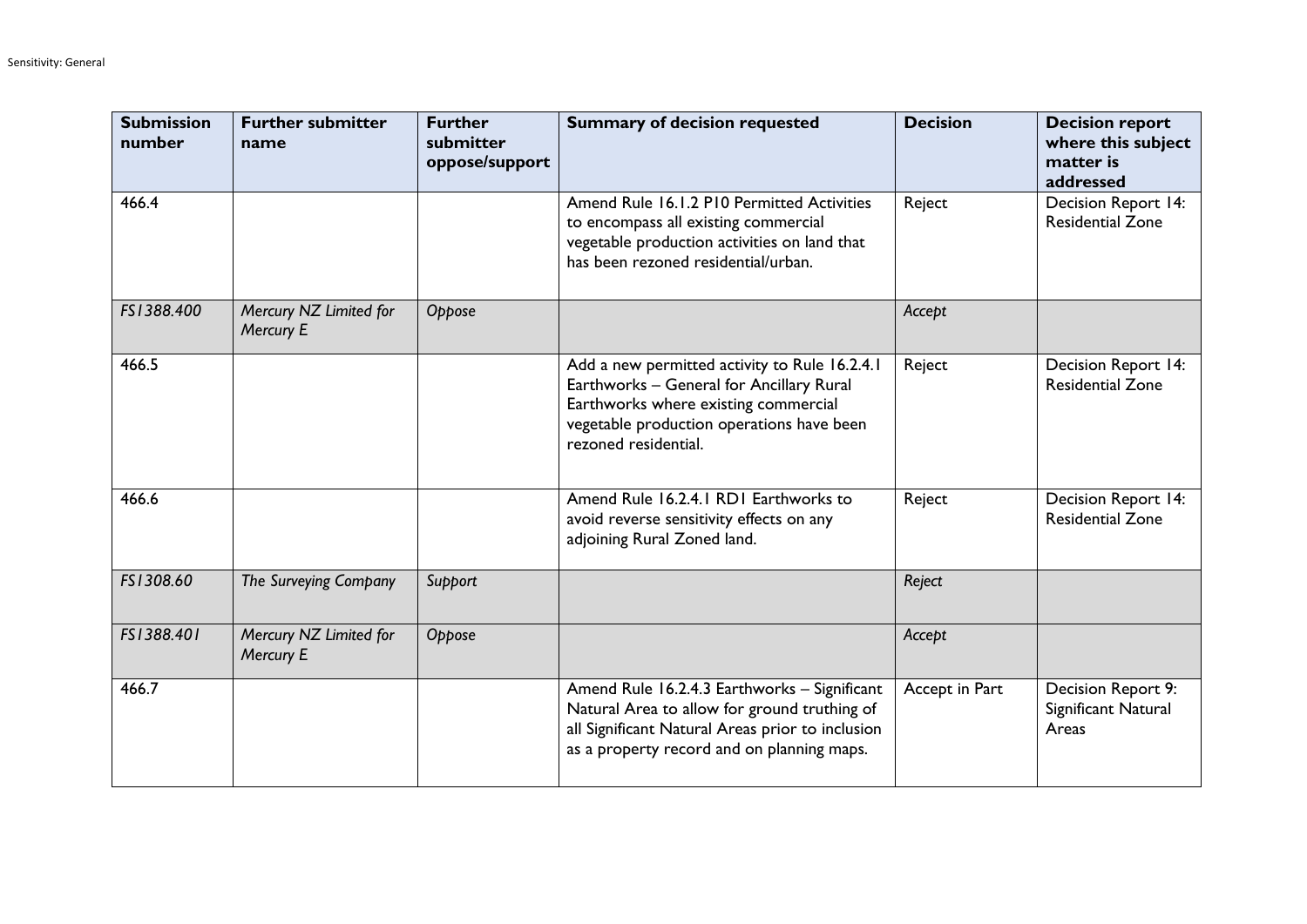| Submission number | Further submitter name | Further submitter oppose/support | Summary of decision requested | Decision | Decision report where this subject matter is addressed |
|---|---|---|---|---|---|
| 466.4 | | | Amend Rule 16.1.2 P10 Permitted Activities to encompass all existing commercial vegetable production activities on land that has been rezoned residential/urban. | Reject | Decision Report 14: Residential Zone |
| *FS1388.400* | *Mercury NZ Limited for Mercury E* | *Oppose* | | *Accept* | |
| 466.5 | | | Add a new permitted activity to Rule 16.2.4.1 Earthworks – General for Ancillary Rural Earthworks where existing commercial vegetable production operations have been rezoned residential. | Reject | Decision Report 14: Residential Zone |
| 466.6 | | | Amend Rule 16.2.4.1 RD1 Earthworks to avoid reverse sensitivity effects on any adjoining Rural Zoned land. | Reject | Decision Report 14: Residential Zone |
| *FS1308.60* | *The Surveying Company* | *Support* | | *Reject* | |
| *FS1388.401* | *Mercury NZ Limited for Mercury E* | *Oppose* | | *Accept* | |
| 466.7 | | | Amend Rule 16.2.4.3 Earthworks – Significant Natural Area to allow for ground truthing of all Significant Natural Areas prior to inclusion as a property record and on planning maps. | Accept in Part | Decision Report 9: Significant Natural Areas |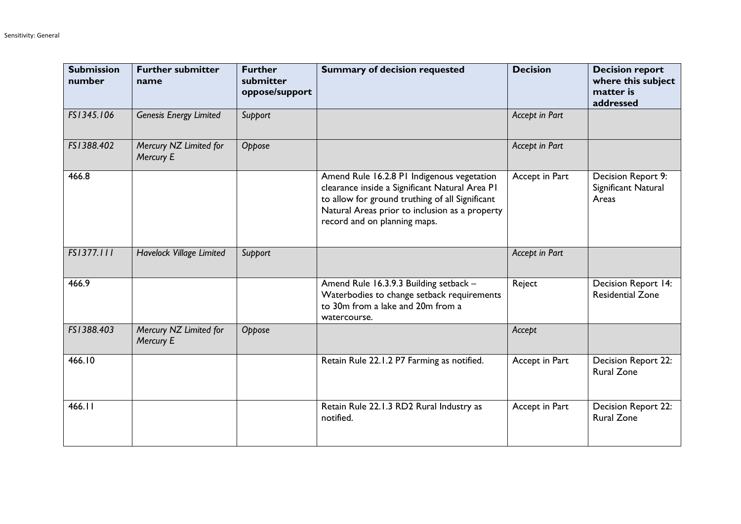| Submission number | Further submitter name | Further submitter oppose/support | Summary of decision requested | Decision | Decision report where this subject matter is addressed |
|---|---|---|---|---|---|
| *FS1345.106* | *Genesis Energy Limited* | *Support* | | *Accept in Part* | |
| *FS1388.402* | *Mercury NZ Limited for Mercury E* | *Oppose* | | *Accept in Part* | |
| 466.8 | | | Amend Rule 16.2.8 P1 Indigenous vegetation clearance inside a Significant Natural Area P1 to allow for ground truthing of all Significant Natural Areas prior to inclusion as a property record and on planning maps. | Accept in Part | Decision Report 9: Significant Natural Areas |
| *FS1377.111* | *Havelock Village Limited* | *Support* | | *Accept in Part* | |
| 466.9 | | | Amend Rule 16.3.9.3 Building setback – Waterbodies to change setback requirements to 30m from a lake and 20m from a watercourse. | Reject | Decision Report 14: Residential Zone |
| *FS1388.403* | *Mercury NZ Limited for Mercury E* | *Oppose* | | *Accept* | |
| 466.10 | | | Retain Rule 22.1.2 P7 Farming as notified. | Accept in Part | Decision Report 22: Rural Zone |
| 466.11 | | | Retain Rule 22.1.3 RD2 Rural Industry as notified. | Accept in Part | Decision Report 22: Rural Zone |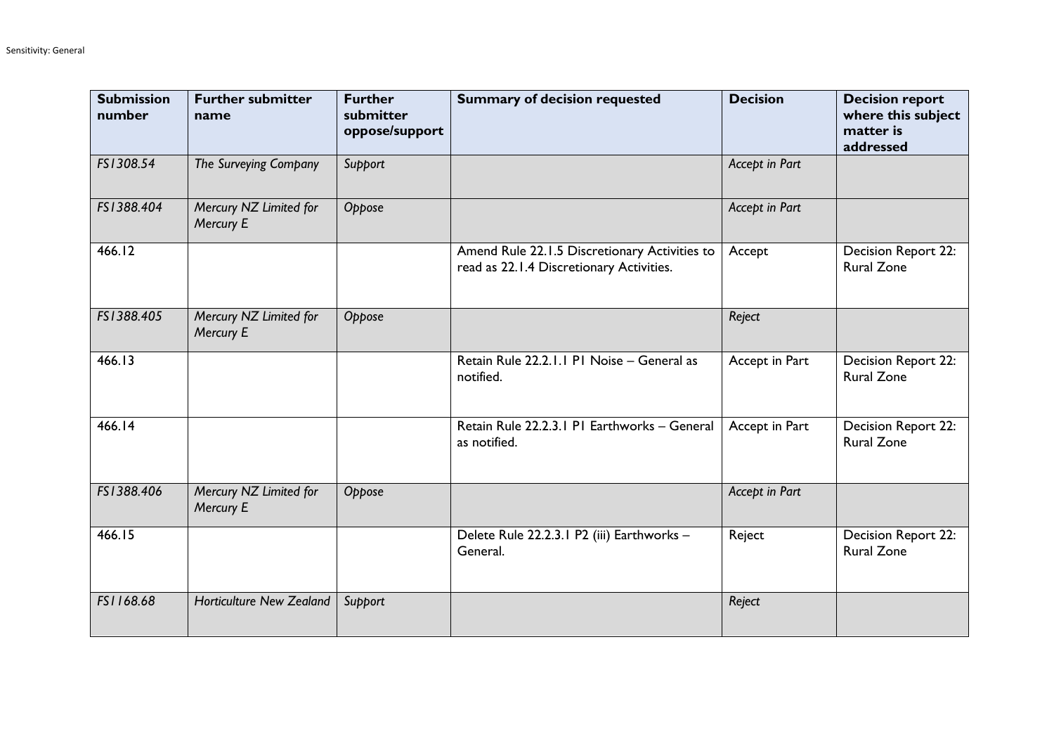| Submission number | Further submitter name | Further submitter oppose/support | Summary of decision requested | Decision | Decision report where this subject matter is addressed |
|---|---|---|---|---|---|
| *FS1308.54* | *The Surveying Company* | *Support* | | *Accept in Part* | |
| *FS1388.404* | *Mercury NZ Limited for Mercury E* | *Oppose* | | *Accept in Part* | |
| 466.12 | | | Amend Rule 22.1.5 Discretionary Activities to read as 22.1.4 Discretionary Activities. | Accept | Decision Report 22: Rural Zone |
| *FS1388.405* | *Mercury NZ Limited for Mercury E* | *Oppose* | | *Reject* | |
| 466.13 | | | Retain Rule 22.2.1.1 P1 Noise – General as notified. | Accept in Part | Decision Report 22: Rural Zone |
| 466.14 | | | Retain Rule 22.2.3.1 P1 Earthworks – General as notified. | Accept in Part | Decision Report 22: Rural Zone |
| *FS1388.406* | *Mercury NZ Limited for Mercury E* | *Oppose* | | *Accept in Part* | |
| 466.15 | | | Delete Rule 22.2.3.1 P2 (iii) Earthworks – General. | Reject | Decision Report 22: Rural Zone |
| *FS1168.68* | *Horticulture New Zealand* | *Support* | | *Reject* | |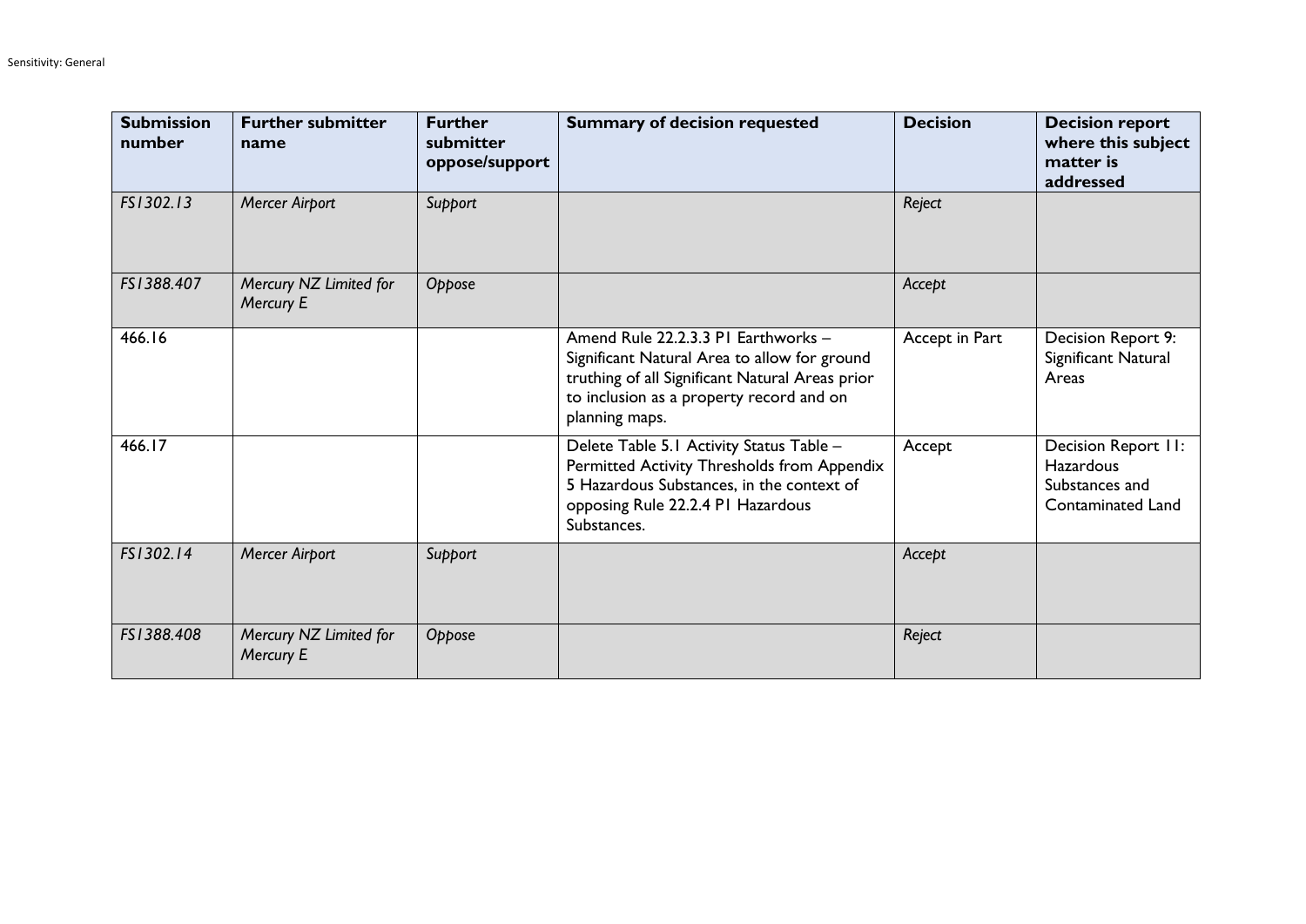| Submission number | Further submitter name | Further submitter oppose/support | Summary of decision requested | Decision | Decision report where this subject matter is addressed |
|---|---|---|---|---|---|
| *FS1302.13* | *Mercer Airport* | *Support* | | *Reject* | |
| *FS1388.407* | *Mercury NZ Limited for Mercury E* | *Oppose* | | *Accept* | |
| 466.16 | | | Amend Rule 22.2.3.3 P1 Earthworks – Significant Natural Area to allow for ground truthing of all Significant Natural Areas prior to inclusion as a property record and on planning maps. | Accept in Part | Decision Report 9: Significant Natural Areas |
| 466.17 | | | Delete Table 5.1 Activity Status Table – Permitted Activity Thresholds from Appendix 5 Hazardous Substances, in the context of opposing Rule 22.2.4 P1 Hazardous Substances. | Accept | Decision Report 11: Hazardous Substances and Contaminated Land |
| *FS1302.14* | *Mercer Airport* | *Support* | | *Accept* | |
| *FS1388.408* | *Mercury NZ Limited for Mercury E* | *Oppose* | | *Reject* | |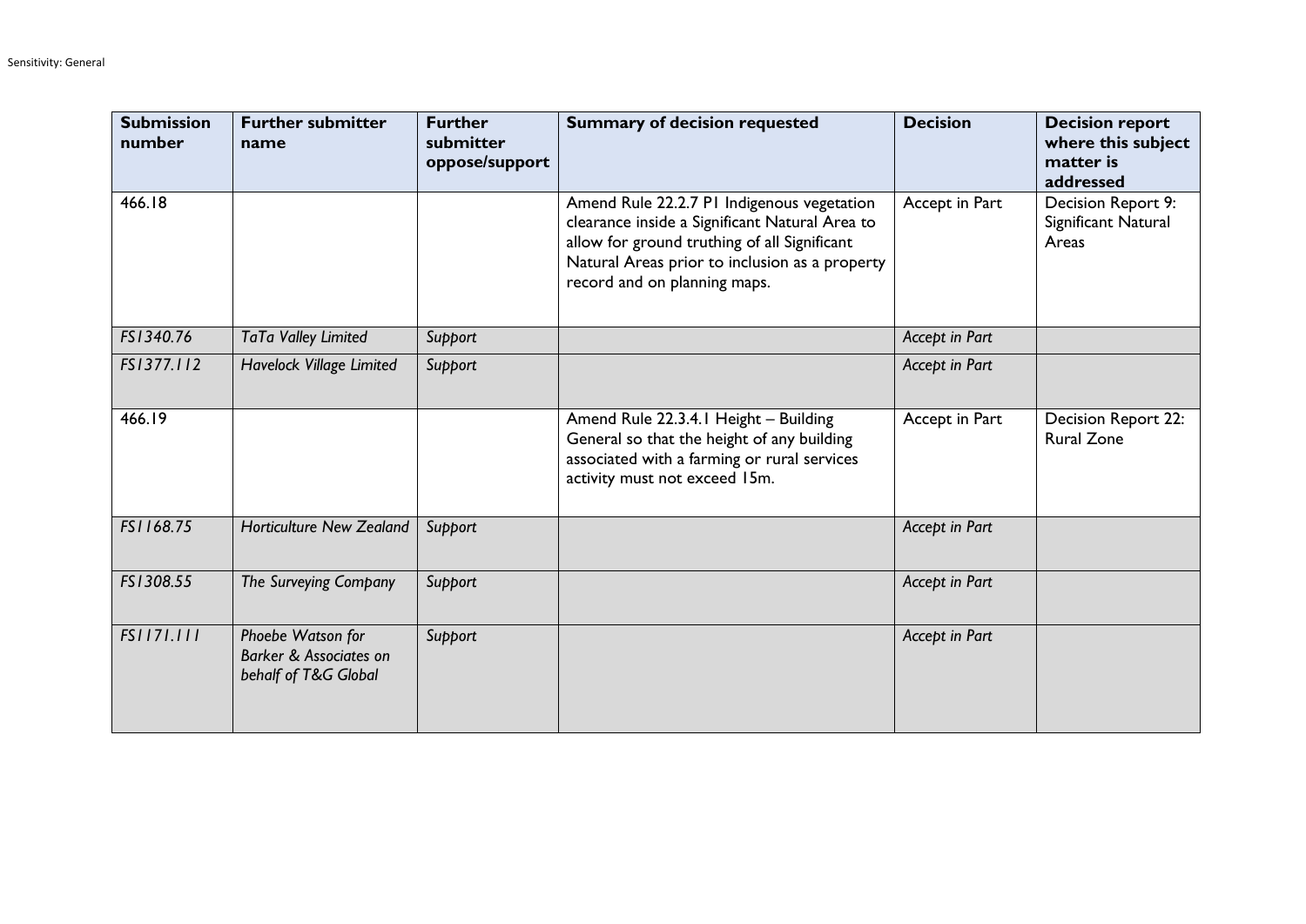| Submission number | Further submitter name | Further submitter oppose/support | Summary of decision requested | Decision | Decision report where this subject matter is addressed |
|---|---|---|---|---|---|
| 466.18 | | | Amend Rule 22.2.7 P1 Indigenous vegetation clearance inside a Significant Natural Area to allow for ground truthing of all Significant Natural Areas prior to inclusion as a property record and on planning maps. | Accept in Part | Decision Report 9: Significant Natural Areas |
| *FS1340.76* | *TaTa Valley Limited* | *Support* | | *Accept in Part* | |
| *FS1377.112* | *Havelock Village Limited* | *Support* | | *Accept in Part* | |
| 466.19 | | | Amend Rule 22.3.4.1 Height – Building General so that the height of any building associated with a farming or rural services activity must not exceed 15m. | Accept in Part | Decision Report 22: Rural Zone |
| *FS1168.75* | *Horticulture New Zealand* | *Support* | | *Accept in Part* | |
| *FS1308.55* | *The Surveying Company* | *Support* | | *Accept in Part* | |
| *FS1171.111* | *Phoebe Watson for Barker & Associates on behalf of T&G Global* | *Support* | | *Accept in Part* | |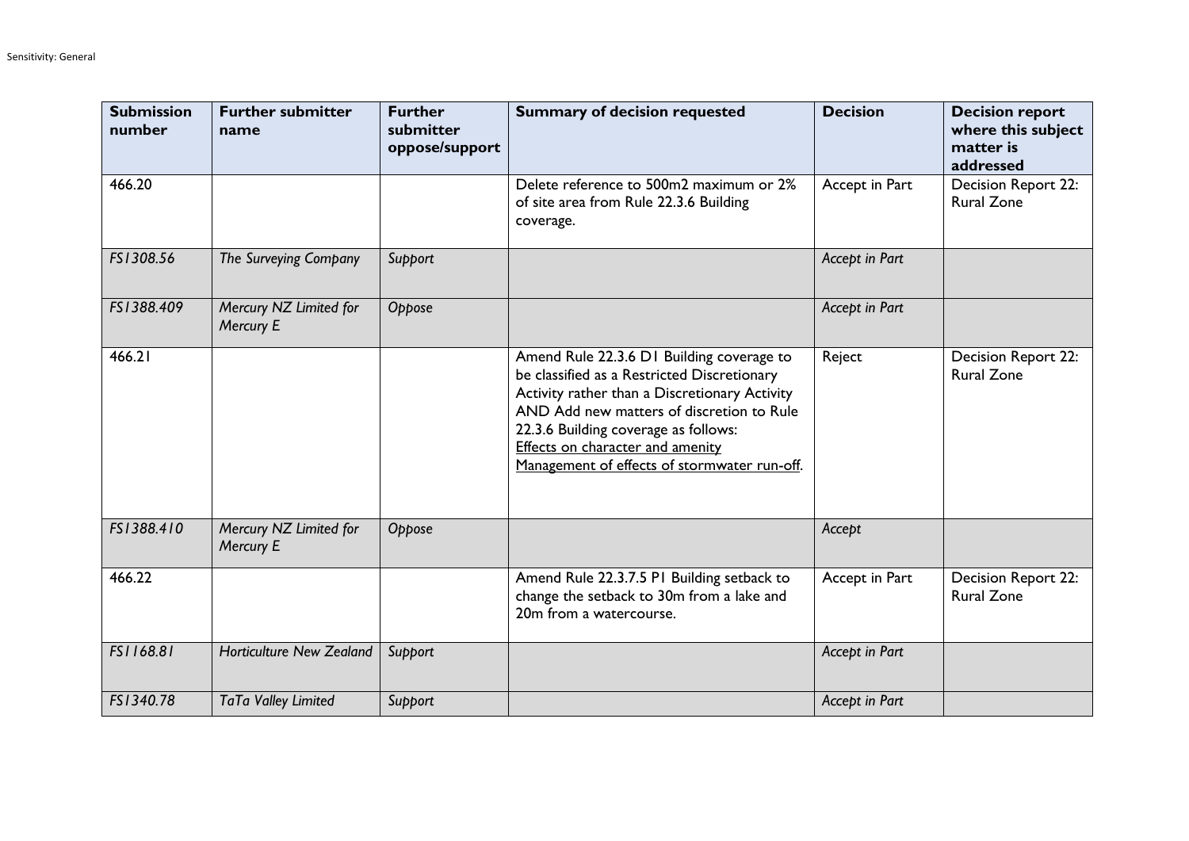| Submission number | Further submitter name | Further submitter oppose/support | Summary of decision requested | Decision | Decision report where this subject matter is addressed |
|---|---|---|---|---|---|
| 466.20 | | | Delete reference to 500m2 maximum or 2% of site area from Rule 22.3.6 Building coverage. | Accept in Part | Decision Report 22: Rural Zone |
| *FS1308.56* | *The Surveying Company* | *Support* | | *Accept in Part* | |
| *FS1388.409* | *Mercury NZ Limited for Mercury E* | *Oppose* | | *Accept in Part* | |
| 466.21 | | | Amend Rule 22.3.6 D1 Building coverage to be classified as a Restricted Discretionary Activity rather than a Discretionary Activity AND Add new matters of discretion to Rule 22.3.6 Building coverage as follows: <u>Effects on character and amenity</u> <u>Management of effects of stormwater run-off</u>. | Reject | Decision Report 22: Rural Zone |
| *FS1388.410* | *Mercury NZ Limited for Mercury E* | *Oppose* | | *Accept* | |
| 466.22 | | | Amend Rule 22.3.7.5 P1 Building setback to change the setback to 30m from a lake and 20m from a watercourse. | Accept in Part | Decision Report 22: Rural Zone |
| *FS1168.81* | *Horticulture New Zealand* | *Support* | | *Accept in Part* | |
| *FS1340.78* | *TaTa Valley Limited* | *Support* | | *Accept in Part* | |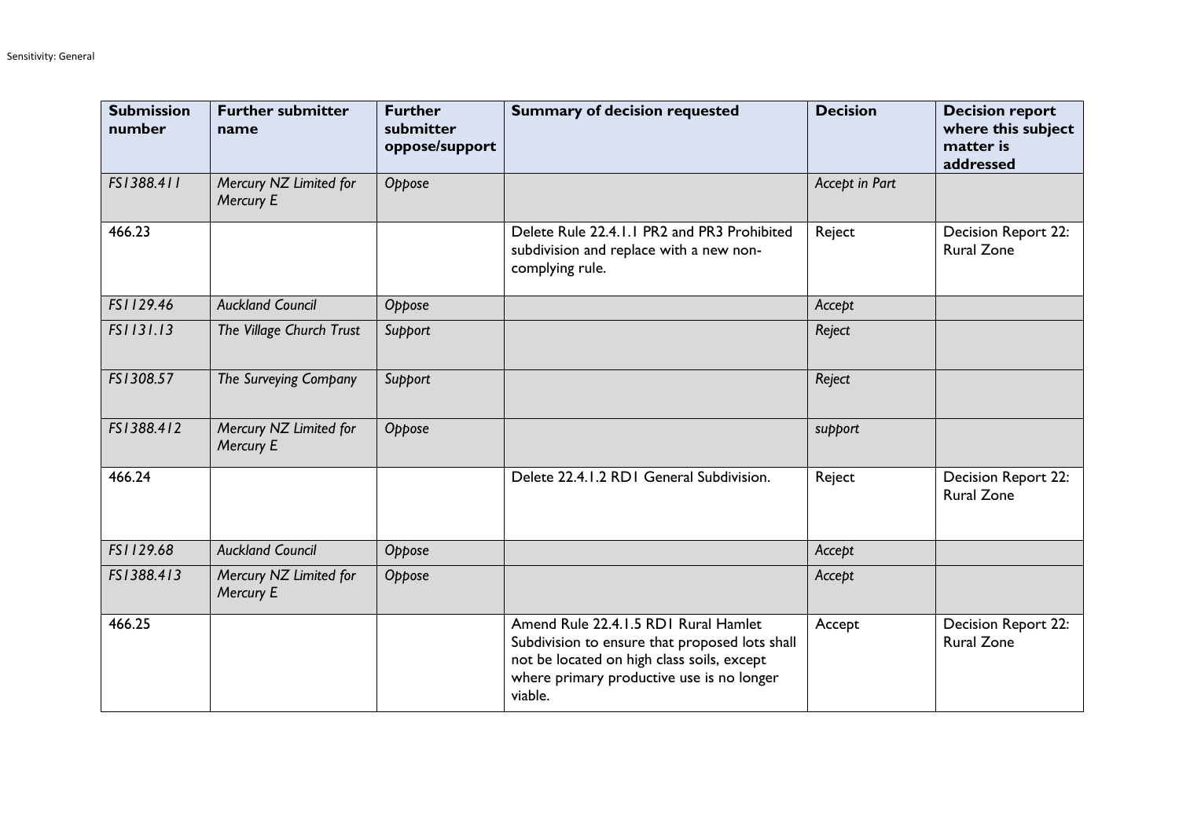| Submission number | Further submitter name | Further submitter oppose/support | Summary of decision requested | Decision | Decision report where this subject matter is addressed |
|---|---|---|---|---|---|
| *FS1388.411* | *Mercury NZ Limited for Mercury E* | *Oppose* | | *Accept in Part* | |
| 466.23 | | | Delete Rule 22.4.1.1 PR2 and PR3 Prohibited subdivision and replace with a new non-complying rule. | Reject | Decision Report 22: Rural Zone |
| *FS1129.46* | *Auckland Council* | *Oppose* | | *Accept* | |
| *FS1131.13* | *The Village Church Trust* | *Support* | | *Reject* | |
| *FS1308.57* | *The Surveying Company* | *Support* | | *Reject* | |
| *FS1388.412* | *Mercury NZ Limited for Mercury E* | *Oppose* | | *support* | |
| 466.24 | | | Delete 22.4.1.2 RD1 General Subdivision. | Reject | Decision Report 22: Rural Zone |
| *FS1129.68* | *Auckland Council* | *Oppose* | | *Accept* | |
| *FS1388.413* | *Mercury NZ Limited for Mercury E* | *Oppose* | | *Accept* | |
| 466.25 | | | Amend Rule 22.4.1.5 RD1 Rural Hamlet Subdivision to ensure that proposed lots shall not be located on high class soils, except where primary productive use is no longer viable. | Accept | Decision Report 22: Rural Zone |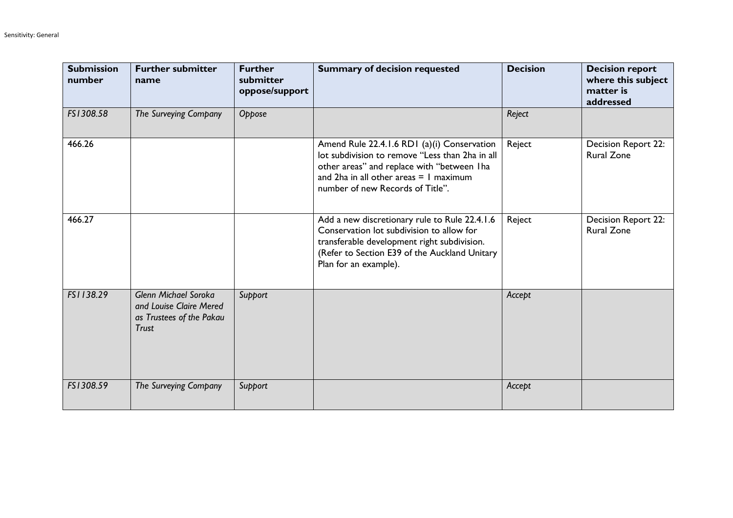| Submission number | Further submitter name | Further submitter oppose/support | Summary of decision requested | Decision | Decision report where this subject matter is addressed |
|---|---|---|---|---|---|
| *FS1308.58* | *The Surveying Company* | *Oppose* | | *Reject* | |
| 466.26 | | | Amend Rule 22.4.1.6 RD1 (a)(i) Conservation lot subdivision to remove "Less than 2ha in all other areas" and replace with "between 1ha and 2ha in all other areas = 1 maximum number of new Records of Title". | Reject | Decision Report 22: Rural Zone |
| 466.27 | | | Add a new discretionary rule to Rule 22.4.1.6 Conservation lot subdivision to allow for transferable development right subdivision. (Refer to Section E39 of the Auckland Unitary Plan for an example). | Reject | Decision Report 22: Rural Zone |
| *FS1138.29* | *Glenn Michael Soroka and Louise Claire Mered as Trustees of the Pakau Trust* | *Support* | | *Accept* | |
| *FS1308.59* | *The Surveying Company* | *Support* | | *Accept* | |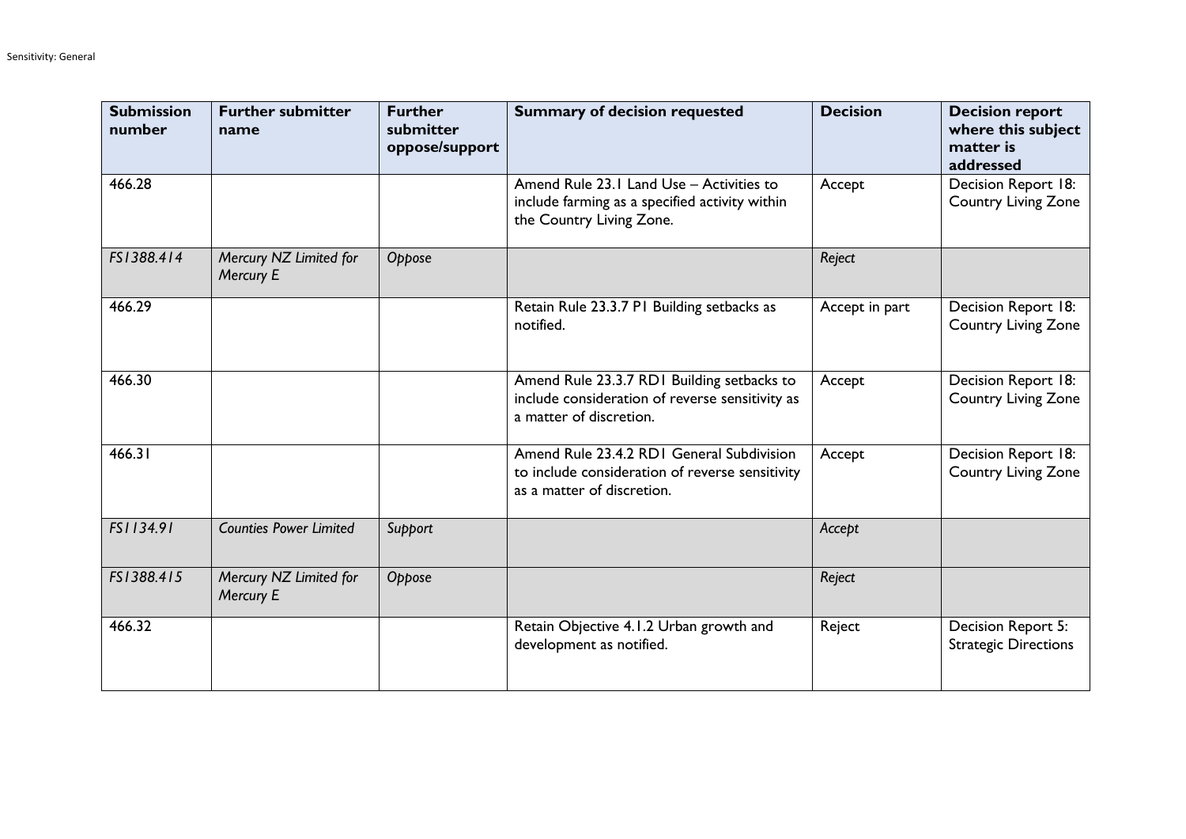| Submission number | Further submitter name | Further submitter oppose/support | Summary of decision requested | Decision | Decision report where this subject matter is addressed |
|---|---|---|---|---|---|
| 466.28 | | | Amend Rule 23.1 Land Use – Activities to include farming as a specified activity within the Country Living Zone. | Accept | Decision Report 18: Country Living Zone |
| *FS1388.414* | *Mercury NZ Limited for Mercury E* | *Oppose* | | *Reject* | |
| 466.29 | | | Retain Rule 23.3.7 P1 Building setbacks as notified. | Accept in part | Decision Report 18: Country Living Zone |
| 466.30 | | | Amend Rule 23.3.7 RD1 Building setbacks to include consideration of reverse sensitivity as a matter of discretion. | Accept | Decision Report 18: Country Living Zone |
| 466.31 | | | Amend Rule 23.4.2 RD1 General Subdivision to include consideration of reverse sensitivity as a matter of discretion. | Accept | Decision Report 18: Country Living Zone |
| *FS1134.91* | *Counties Power Limited* | *Support* | | *Accept* | |
| *FS1388.415* | *Mercury NZ Limited for Mercury E* | *Oppose* | | *Reject* | |
| 466.32 | | | Retain Objective 4.1.2 Urban growth and development as notified. | Reject | Decision Report 5: Strategic Directions |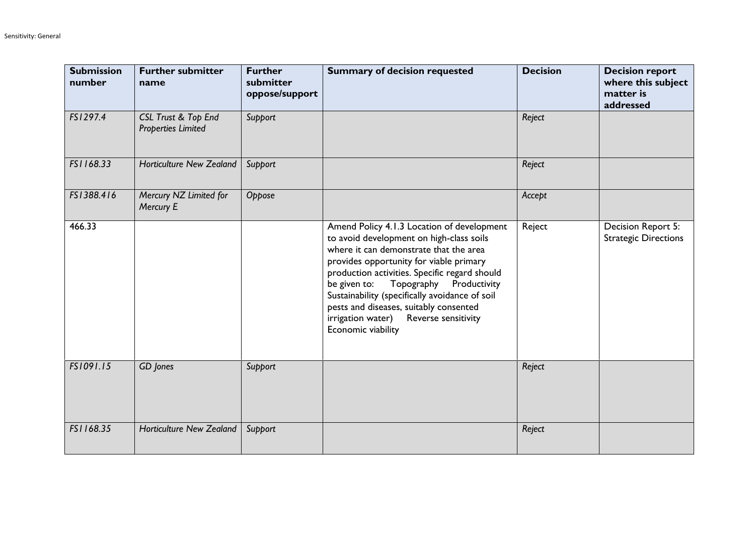| Submission number | Further submitter name | Further submitter oppose/support | Summary of decision requested | Decision | Decision report where this subject matter is addressed |
|---|---|---|---|---|---|
| *FS1297.4* | *CSL Trust & Top End Properties Limited* | *Support* | | *Reject* | |
| *FS1168.33* | *Horticulture New Zealand* | *Support* | | *Reject* | |
| *FS1388.416* | *Mercury NZ Limited for Mercury E* | *Oppose* | | *Accept* | |
| 466.33 | | | Amend Policy 4.1.3 Location of development to avoid development on high-class soils where it can demonstrate that the area provides opportunity for viable primary production activities. Specific regard should be given to: Topography Productivity Sustainability (specifically avoidance of soil pests and diseases, suitably consented irrigation water) Reverse sensitivity Economic viability | Reject | Decision Report 5: Strategic Directions |
| *FS1091.15* | *GD Jones* | *Support* | | *Reject* | |
| *FS1168.35* | *Horticulture New Zealand* | *Support* | | *Reject* | |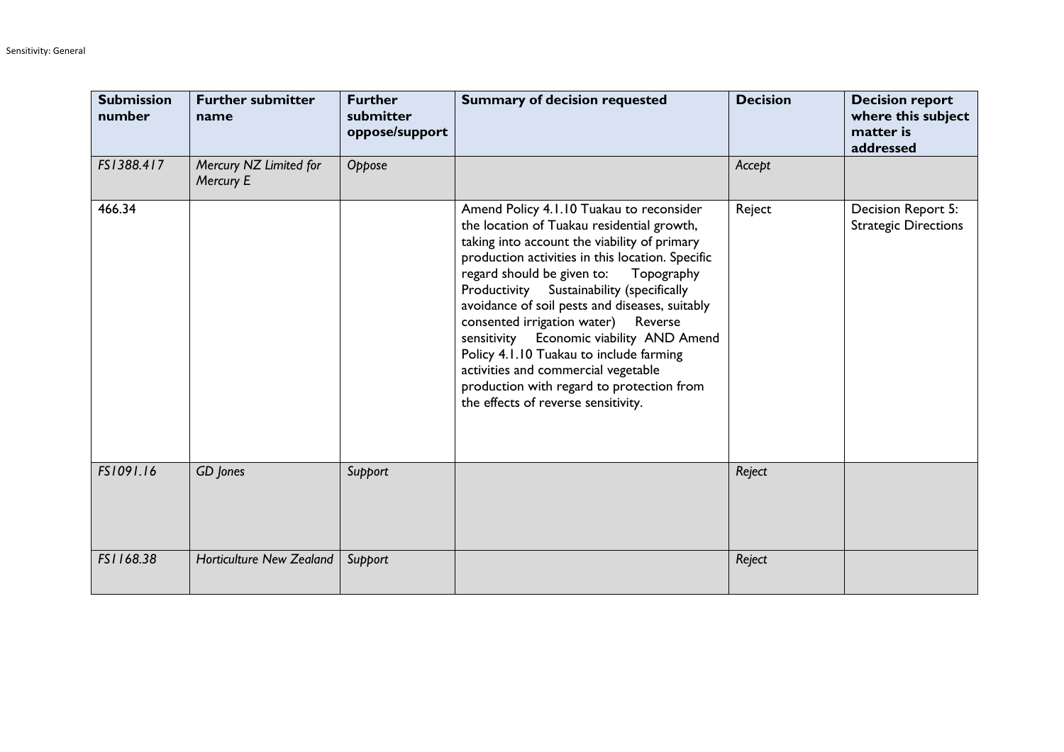| Submission number | Further submitter name | Further submitter oppose/support | Summary of decision requested | Decision | Decision report where this subject matter is addressed |
|---|---|---|---|---|---|
| *FS1388.417* | *Mercury NZ Limited for Mercury E* | *Oppose* | | *Accept* | |
| 466.34 | | | Amend Policy 4.1.10 Tuakau to reconsider the location of Tuakau residential growth, taking into account the viability of primary production activities in this location. Specific regard should be given to: Topography Productivity Sustainability (specifically avoidance of soil pests and diseases, suitably consented irrigation water) Reverse sensitivity Economic viability AND Amend Policy 4.1.10 Tuakau to include farming activities and commercial vegetable production with regard to protection from the effects of reverse sensitivity. | Reject | Decision Report 5: Strategic Directions |
| *FS1091.16* | *GD Jones* | *Support* | | *Reject* | |
| *FS1168.38* | *Horticulture New Zealand* | *Support* | | *Reject* | |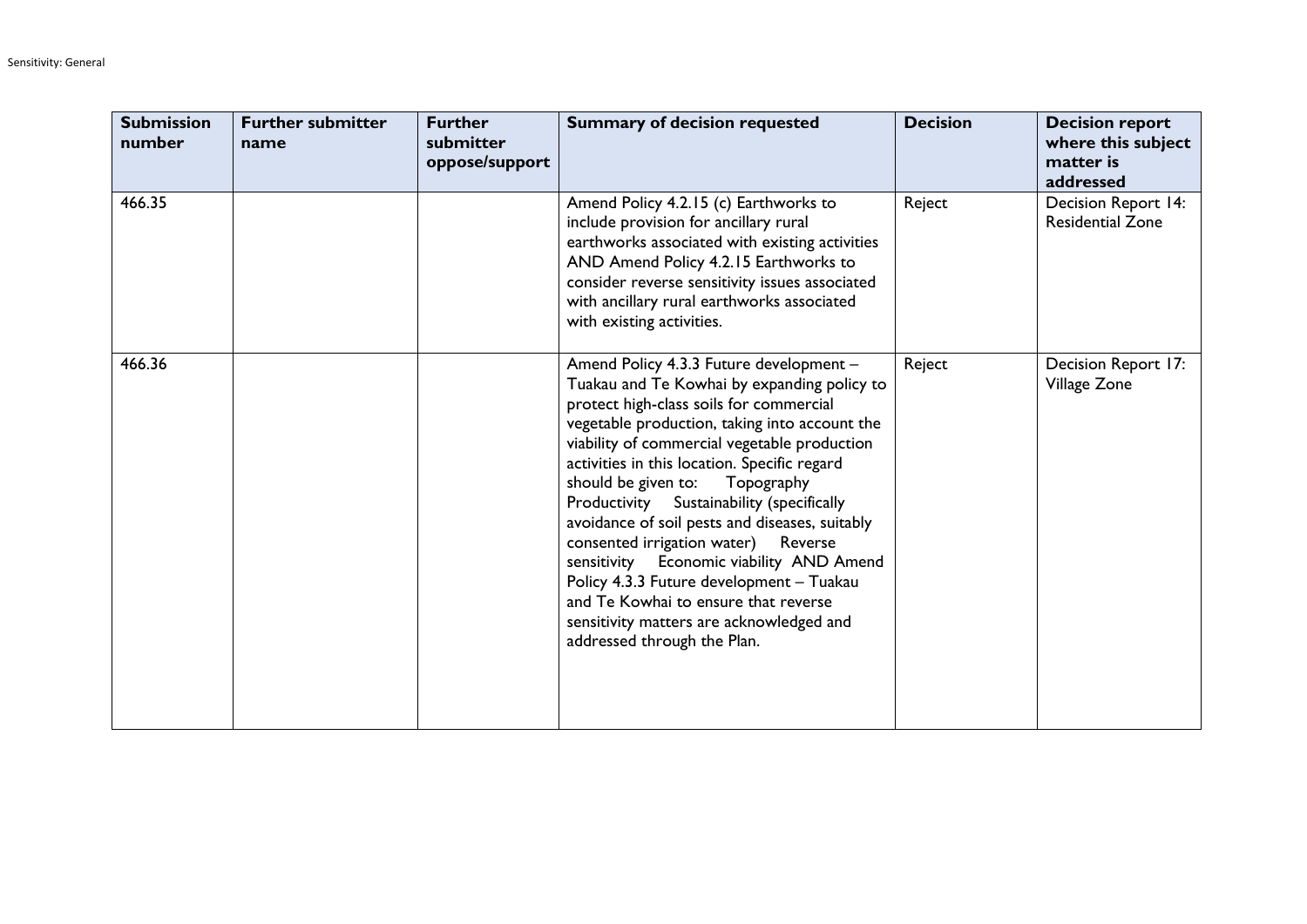| Submission number | Further submitter name | Further submitter oppose/support | Summary of decision requested | Decision | Decision report where this subject matter is addressed |
|---|---|---|---|---|---|
| 466.35 | | | Amend Policy 4.2.15 (c) Earthworks to include provision for ancillary rural earthworks associated with existing activities AND Amend Policy 4.2.15 Earthworks to consider reverse sensitivity issues associated with ancillary rural earthworks associated with existing activities. | Reject | Decision Report 14: Residential Zone |
| 466.36 | | | Amend Policy 4.3.3 Future development – Tuakau and Te Kowhai by expanding policy to protect high-class soils for commercial vegetable production, taking into account the viability of commercial vegetable production activities in this location. Specific regard should be given to: Topography Productivity Sustainability (specifically avoidance of soil pests and diseases, suitably consented irrigation water) Reverse sensitivity Economic viability AND Amend Policy 4.3.3 Future development – Tuakau and Te Kowhai to ensure that reverse sensitivity matters are acknowledged and addressed through the Plan. | Reject | Decision Report 17: Village Zone |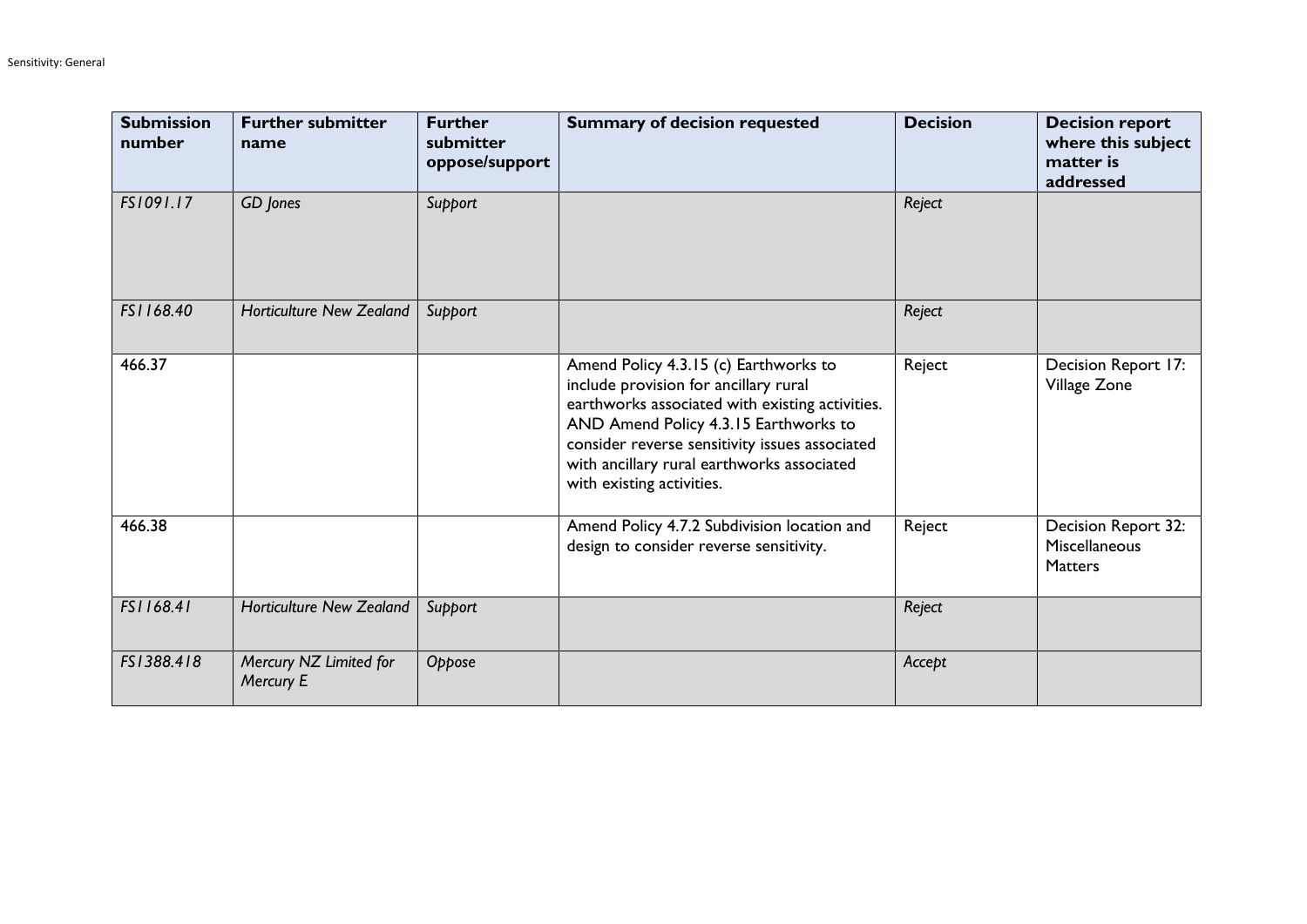| Submission number | Further submitter name | Further submitter oppose/support | Summary of decision requested | Decision | Decision report where this subject matter is addressed |
|---|---|---|---|---|---|
| *FS1091.17* | *GD Jones* | *Support* | | *Reject* | |
| *FS1168.40* | *Horticulture New Zealand* | *Support* | | *Reject* | |
| 466.37 | | | Amend Policy 4.3.15 (c) Earthworks to include provision for ancillary rural earthworks associated with existing activities. AND Amend Policy 4.3.15 Earthworks to consider reverse sensitivity issues associated with ancillary rural earthworks associated with existing activities. | Reject | Decision Report 17: Village Zone |
| 466.38 | | | Amend Policy 4.7.2 Subdivision location and design to consider reverse sensitivity. | Reject | Decision Report 32: Miscellaneous Matters |
| *FS1168.41* | *Horticulture New Zealand* | *Support* | | *Reject* | |
| *FS1388.418* | *Mercury NZ Limited for Mercury E* | *Oppose* | | *Accept* | |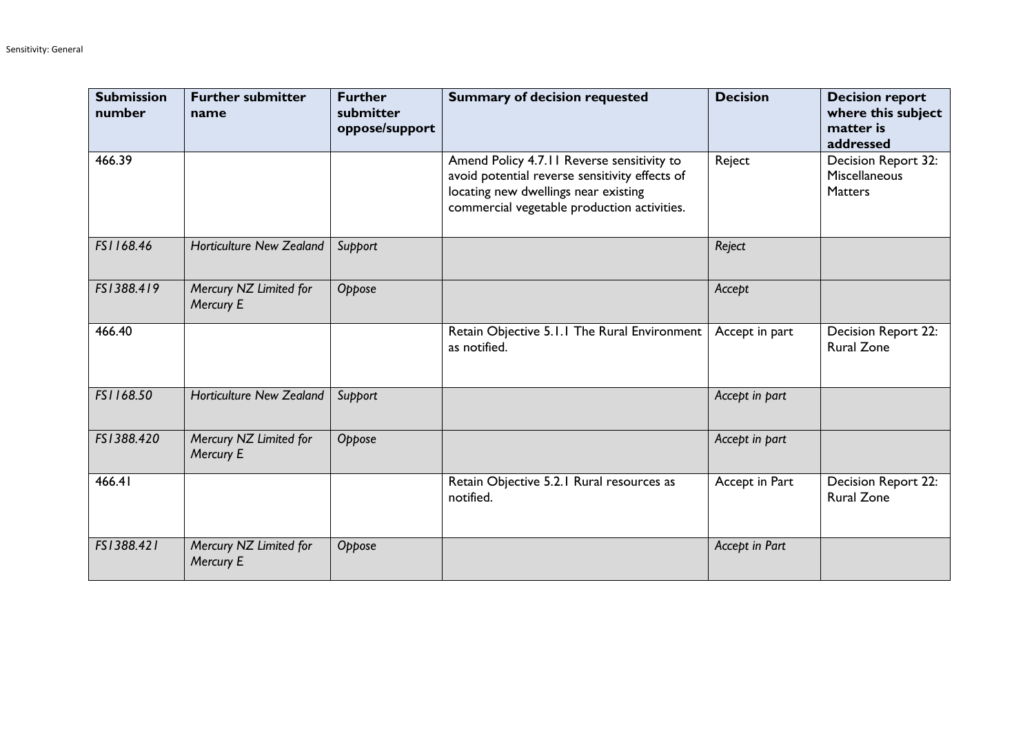| Submission number | Further submitter name | Further submitter oppose/support | Summary of decision requested | Decision | Decision report where this subject matter is addressed |
|---|---|---|---|---|---|
| 466.39 | | | Amend Policy 4.7.11 Reverse sensitivity to avoid potential reverse sensitivity effects of locating new dwellings near existing commercial vegetable production activities. | Reject | Decision Report 32: Miscellaneous Matters |
| *FS1168.46* | *Horticulture New Zealand* | *Support* | | *Reject* | |
| *FS1388.419* | *Mercury NZ Limited for Mercury E* | *Oppose* | | *Accept* | |
| 466.40 | | | Retain Objective 5.1.1 The Rural Environment as notified. | Accept in part | Decision Report 22: Rural Zone |
| *FS1168.50* | *Horticulture New Zealand* | *Support* | | *Accept in part* | |
| *FS1388.420* | *Mercury NZ Limited for Mercury E* | *Oppose* | | *Accept in part* | |
| 466.41 | | | Retain Objective 5.2.1 Rural resources as notified. | Accept in Part | Decision Report 22: Rural Zone |
| *FS1388.421* | *Mercury NZ Limited for Mercury E* | *Oppose* | | *Accept in Part* | |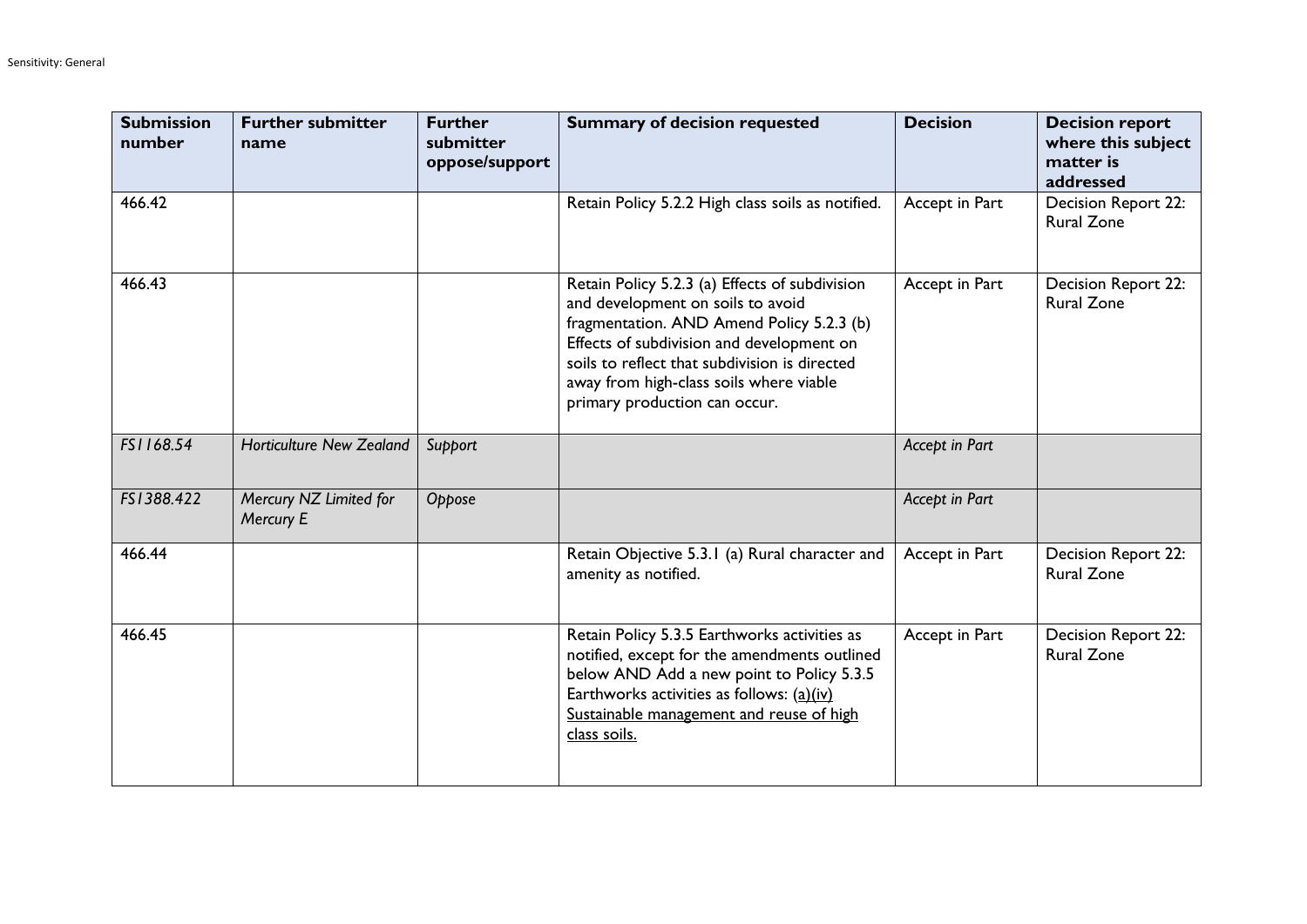| Submission number | Further submitter name | Further submitter oppose/support | Summary of decision requested | Decision | Decision report where this subject matter is addressed |
|---|---|---|---|---|---|
| 466.42 | | | Retain Policy 5.2.2 High class soils as notified. | Accept in Part | Decision Report 22: Rural Zone |
| 466.43 | | | Retain Policy 5.2.3 (a) Effects of subdivision and development on soils to avoid fragmentation. AND Amend Policy 5.2.3 (b) Effects of subdivision and development on soils to reflect that subdivision is directed away from high-class soils where viable primary production can occur. | Accept in Part | Decision Report 22: Rural Zone |
| *FS1168.54* | *Horticulture New Zealand* | *Support* | | *Accept in Part* | |
| *FS1388.422* | *Mercury NZ Limited for Mercury E* | *Oppose* | | *Accept in Part* | |
| 466.44 | | | Retain Objective 5.3.1 (a) Rural character and amenity as notified. | Accept in Part | Decision Report 22: Rural Zone |
| 466.45 | | | Retain Policy 5.3.5 Earthworks activities as notified, except for the amendments outlined below AND Add a new point to Policy 5.3.5 Earthworks activities as follows: <u>(a)(iv) Sustainable management and reuse of high class soils.</u> | Accept in Part | Decision Report 22: Rural Zone |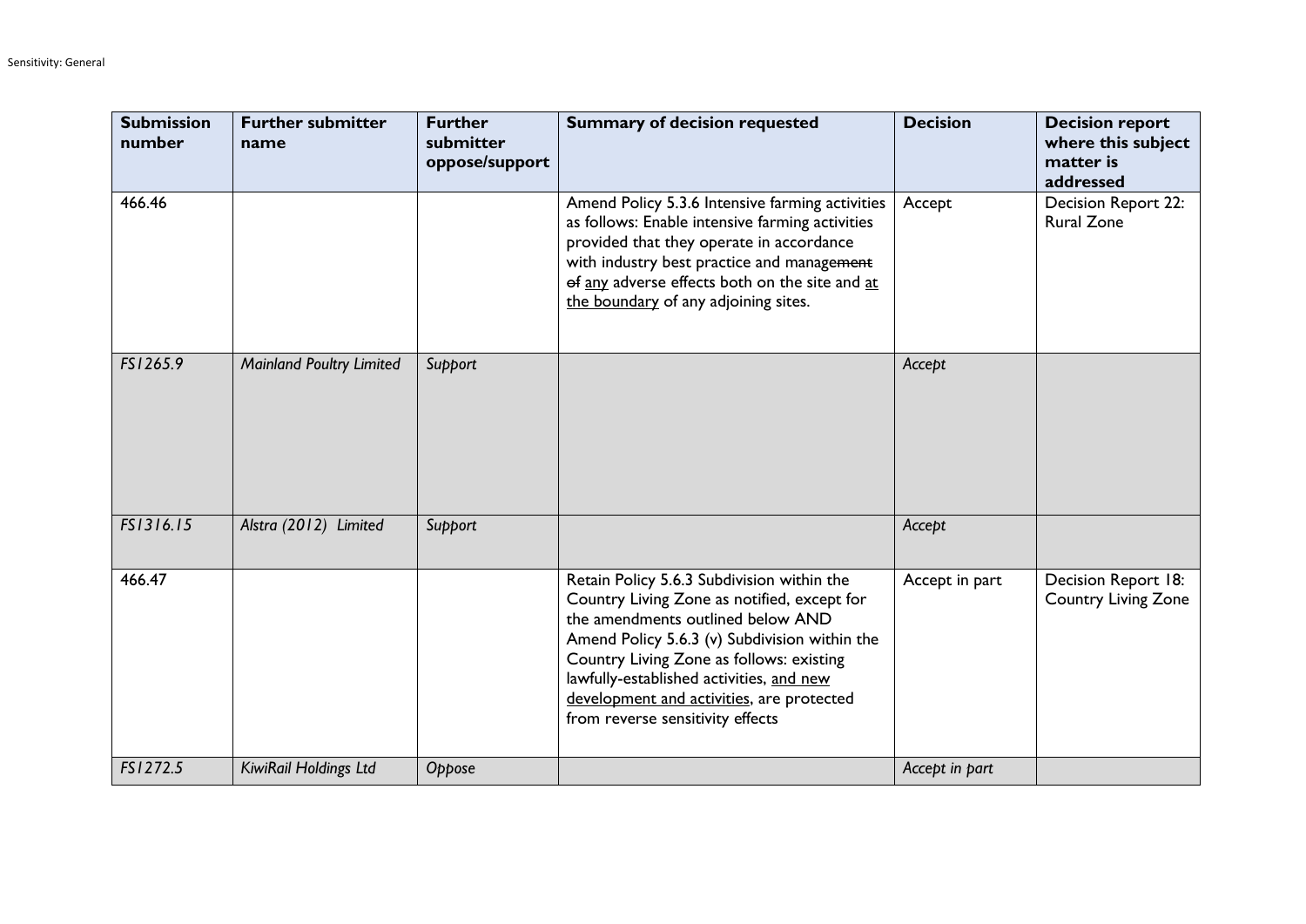| Submission number | Further submitter name | Further submitter oppose/support | Summary of decision requested | Decision | Decision report where this subject matter is addressed |
|---|---|---|---|---|---|
| 466.46 | | | Amend Policy 5.3.6 Intensive farming activities as follows: Enable intensive farming activities provided that they operate in accordance with industry best practice and manage~~ment~~ ~~of~~ <u>any</u> adverse effects both on the site and <u>at the boundary</u> of any adjoining sites. | Accept | Decision Report 22: Rural Zone |
| *FS1265.9* | *Mainland Poultry Limited* | *Support* | | *Accept* | |
| *FS1316.15* | *Alstra (2012) Limited* | *Support* | | *Accept* | |
| 466.47 | | | Retain Policy 5.6.3 Subdivision within the Country Living Zone as notified, except for the amendments outlined below AND Amend Policy 5.6.3 (v) Subdivision within the Country Living Zone as follows: existing lawfully-established activities, <u>and new development and activities</u>, are protected from reverse sensitivity effects | Accept in part | Decision Report 18: Country Living Zone |
| *FS1272.5* | *KiwiRail Holdings Ltd* | *Oppose* | | *Accept in part* | |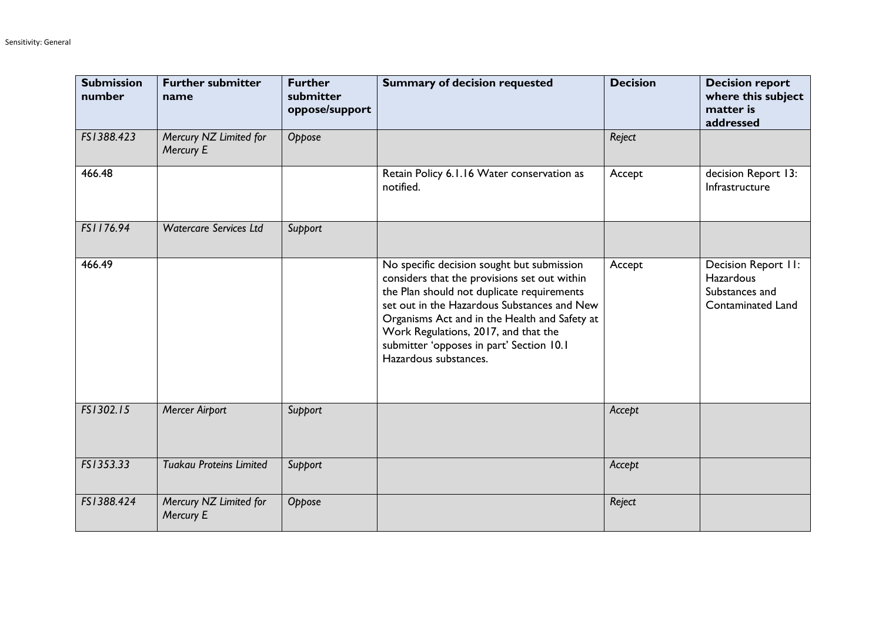| Submission number | Further submitter name | Further submitter oppose/support | Summary of decision requested | Decision | Decision report where this subject matter is addressed |
|---|---|---|---|---|---|
| *FS1388.423* | *Mercury NZ Limited for Mercury E* | *Oppose* | | *Reject* | |
| 466.48 | | | Retain Policy 6.1.16 Water conservation as notified. | Accept | decision Report 13: Infrastructure |
| *FS1176.94* | *Watercare Services Ltd* | *Support* | | | |
| 466.49 | | | No specific decision sought but submission considers that the provisions set out within the Plan should not duplicate requirements set out in the Hazardous Substances and New Organisms Act and in the Health and Safety at Work Regulations, 2017, and that the submitter 'opposes in part' Section 10.1 Hazardous substances. | Accept | Decision Report 11: Hazardous Substances and Contaminated Land |
| *FS1302.15* | *Mercer Airport* | *Support* | | *Accept* | |
| *FS1353.33* | *Tuakau Proteins Limited* | *Support* | | *Accept* | |
| *FS1388.424* | *Mercury NZ Limited for Mercury E* | *Oppose* | | *Reject* | |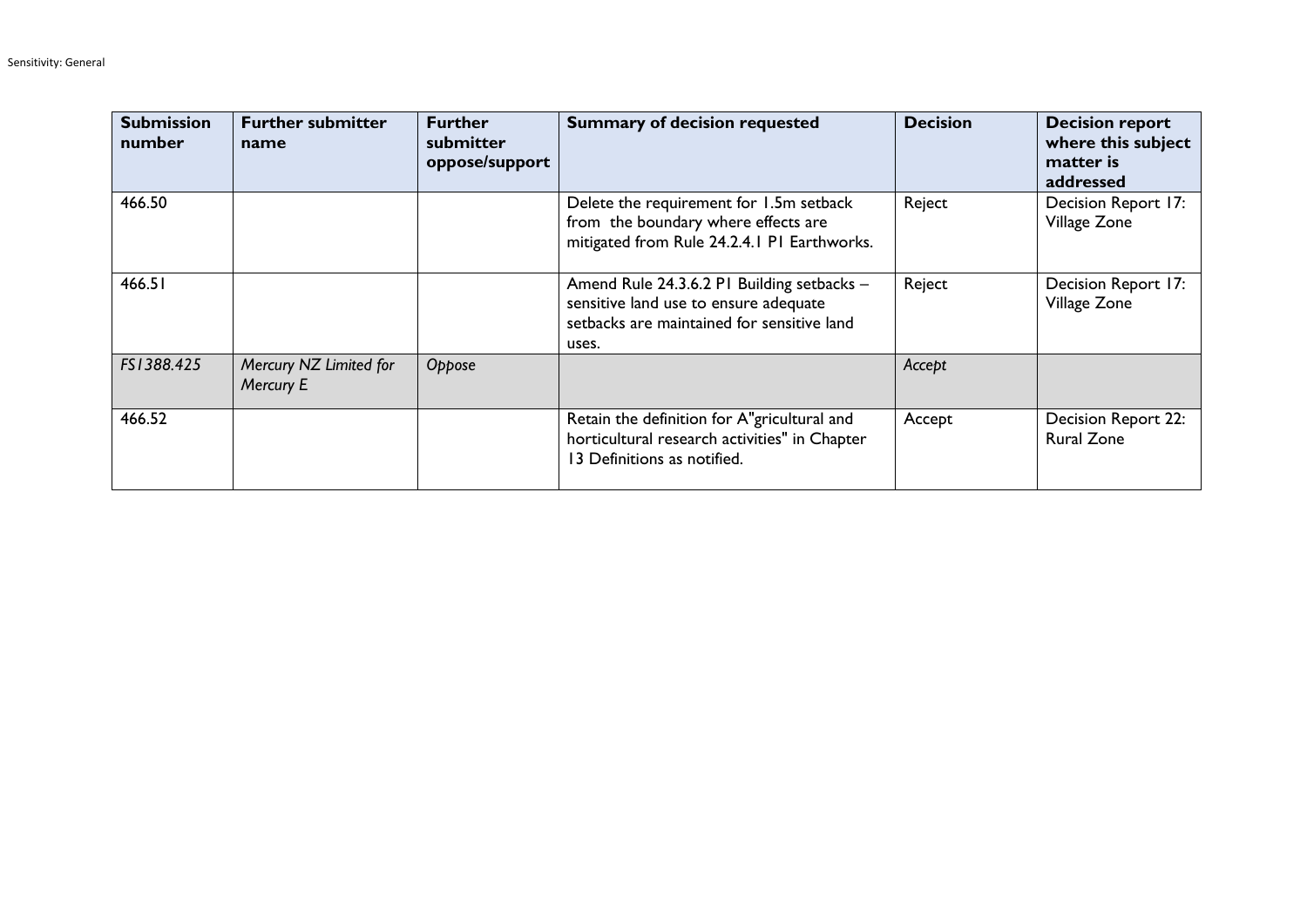| Submission number | Further submitter name | Further submitter oppose/support | Summary of decision requested | Decision | Decision report where this subject matter is addressed |
|---|---|---|---|---|---|
| 466.50 | | | Delete the requirement for 1.5m setback from the boundary where effects are mitigated from Rule 24.2.4.1 P1 Earthworks. | Reject | Decision Report 17: Village Zone |
| 466.51 | | | Amend Rule 24.3.6.2 P1 Building setbacks – sensitive land use to ensure adequate setbacks are maintained for sensitive land uses. | Reject | Decision Report 17: Village Zone |
| *FS1388.425* | *Mercury NZ Limited for Mercury E* | *Oppose* | | *Accept* | |
| 466.52 | | | Retain the definition for A"gricultural and horticultural research activities" in Chapter 13 Definitions as notified. | Accept | Decision Report 22: Rural Zone |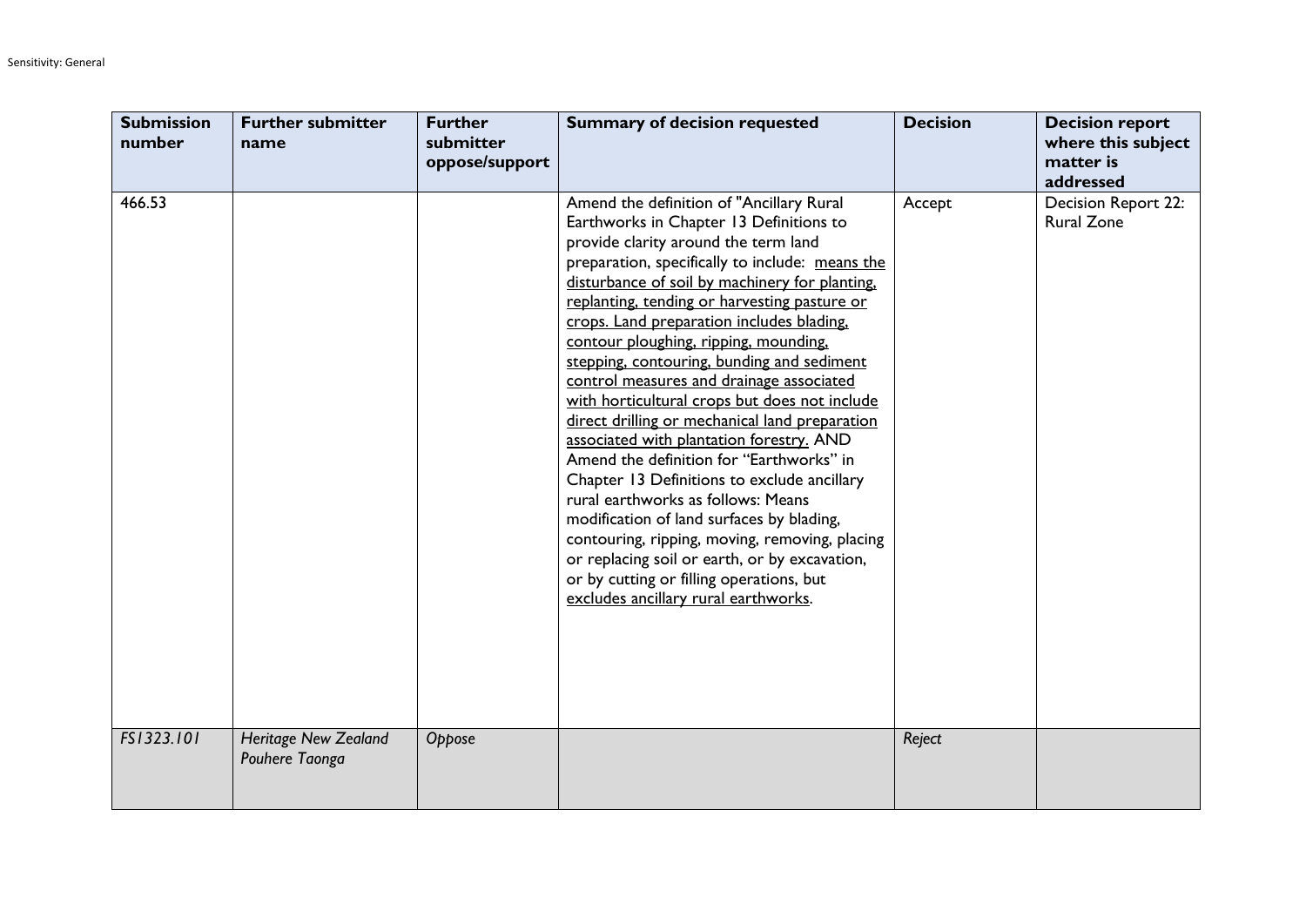| Submission number | Further submitter name | Further submitter oppose/support | Summary of decision requested | Decision | Decision report where this subject matter is addressed |
|---|---|---|---|---|---|
| 466.53 | | | Amend the definition of "Ancillary Rural Earthworks in Chapter 13 Definitions to provide clarity around the term land preparation, specifically to include: <u>means the disturbance of soil by machinery for planting, replanting, tending or harvesting pasture or crops. Land preparation includes blading, contour ploughing, ripping, mounding, stepping, contouring, bunding and sediment control measures and drainage associated with horticultural crops but does not include direct drilling or mechanical land preparation associated with plantation forestry.</u> AND Amend the definition for "Earthworks" in Chapter 13 Definitions to exclude ancillary rural earthworks as follows: Means modification of land surfaces by blading, contouring, ripping, moving, removing, placing or replacing soil or earth, or by excavation, or by cutting or filling operations, but <u>excludes ancillary rural earthworks</u>. | Accept | Decision Report 22: Rural Zone |
| *FS1323.101* | *Heritage New Zealand Pouhere Taonga* | *Oppose* | | *Reject* | |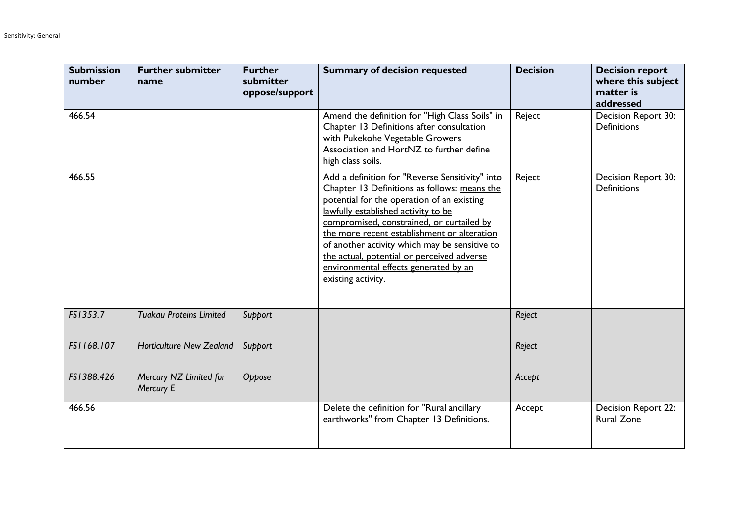| Submission number | Further submitter name | Further submitter oppose/support | Summary of decision requested | Decision | Decision report where this subject matter is addressed |
|---|---|---|---|---|---|
| 466.54 | | | Amend the definition for "High Class Soils" in Chapter 13 Definitions after consultation with Pukekohe Vegetable Growers Association and HortNZ to further define high class soils. | Reject | Decision Report 30: Definitions |
| 466.55 | | | Add a definition for "Reverse Sensitivity" into Chapter 13 Definitions as follows: <u>means the potential for the operation of an existing lawfully established activity to be compromised, constrained, or curtailed by the more recent establishment or alteration of another activity which may be sensitive to the actual, potential or perceived adverse environmental effects generated by an existing activity.</u> | Reject | Decision Report 30: Definitions |
| *FS1353.7* | *Tuakau Proteins Limited* | *Support* | | *Reject* | |
| *FS1168.107* | *Horticulture New Zealand* | *Support* | | *Reject* | |
| *FS1388.426* | *Mercury NZ Limited for Mercury E* | *Oppose* | | *Accept* | |
| 466.56 | | | Delete the definition for "Rural ancillary earthworks" from Chapter 13 Definitions. | Accept | Decision Report 22: Rural Zone |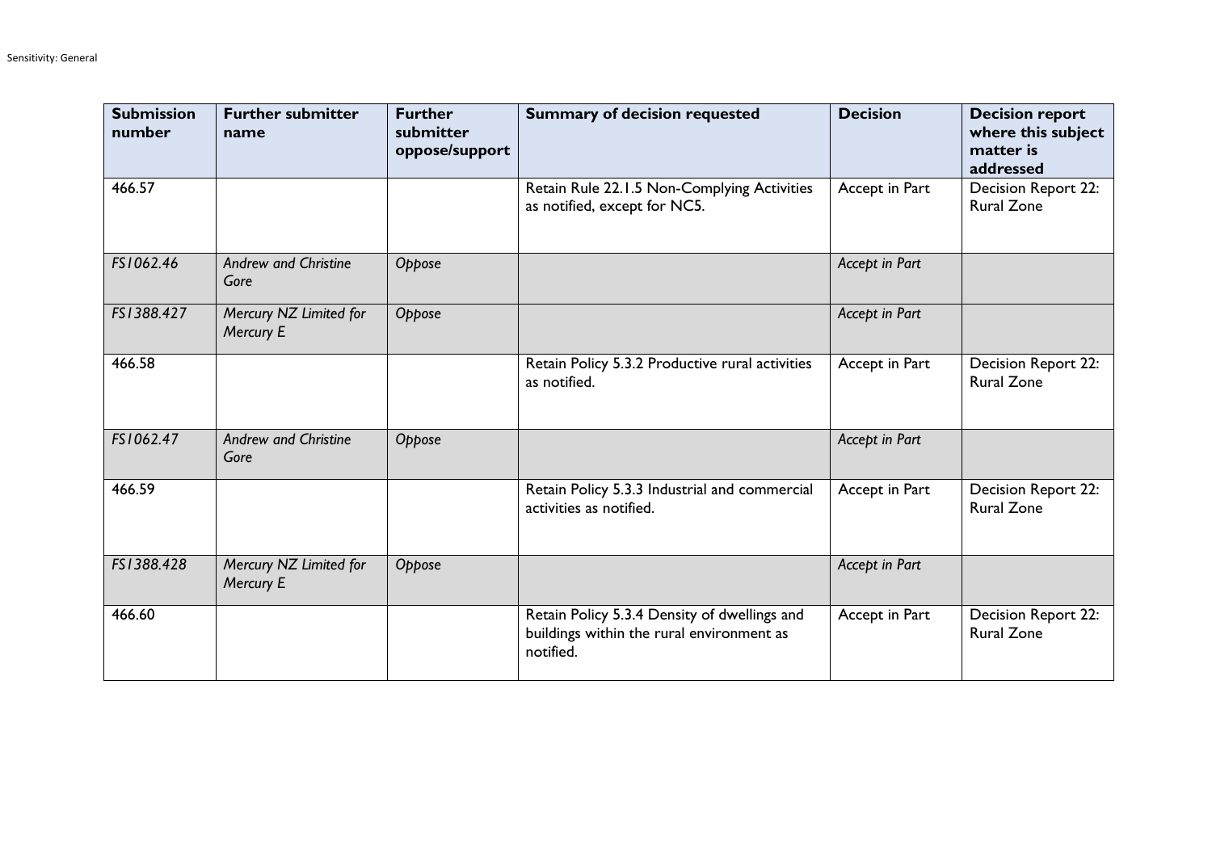| Submission number | Further submitter name | Further submitter oppose/support | Summary of decision requested | Decision | Decision report where this subject matter is addressed |
|---|---|---|---|---|---|
| 466.57 | | | Retain Rule 22.1.5 Non-Complying Activities as notified, except for NC5. | Accept in Part | Decision Report 22: Rural Zone |
| *FS1062.46* | *Andrew and Christine Gore* | *Oppose* | | *Accept in Part* | |
| *FS1388.427* | *Mercury NZ Limited for Mercury E* | *Oppose* | | *Accept in Part* | |
| 466.58 | | | Retain Policy 5.3.2 Productive rural activities as notified. | Accept in Part | Decision Report 22: Rural Zone |
| *FS1062.47* | *Andrew and Christine Gore* | *Oppose* | | *Accept in Part* | |
| 466.59 | | | Retain Policy 5.3.3 Industrial and commercial activities as notified. | Accept in Part | Decision Report 22: Rural Zone |
| *FS1388.428* | *Mercury NZ Limited for Mercury E* | *Oppose* | | *Accept in Part* | |
| 466.60 | | | Retain Policy 5.3.4 Density of dwellings and buildings within the rural environment as notified. | Accept in Part | Decision Report 22: Rural Zone |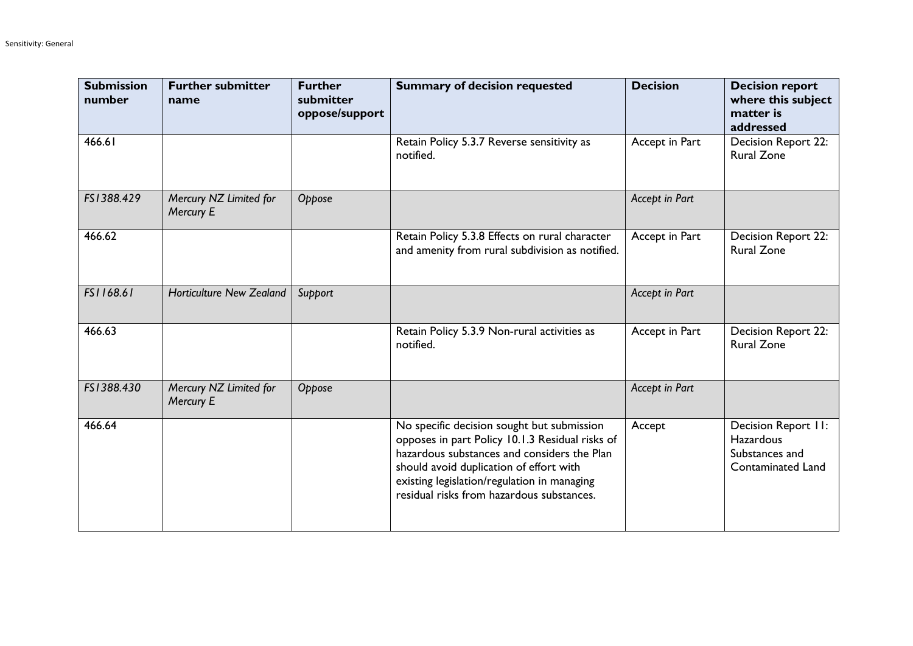| **Submission number** | **Further submitter name** | **Further submitter oppose/support** | **Summary of decision requested** | **Decision** | **Decision report where this subject matter is addressed** |
|---|---|---|---|---|---|
| 466.61 | | | Retain Policy 5.3.7 Reverse sensitivity as notified. | Accept in Part | Decision Report 22: Rural Zone |
| *FS1388.429* | *Mercury NZ Limited for Mercury E* | *Oppose* | | *Accept in Part* | |
| 466.62 | | | Retain Policy 5.3.8 Effects on rural character and amenity from rural subdivision as notified. | Accept in Part | Decision Report 22: Rural Zone |
| *FS1168.61* | *Horticulture New Zealand* | *Support* | | *Accept in Part* | |
| 466.63 | | | Retain Policy 5.3.9 Non-rural activities as notified. | Accept in Part | Decision Report 22: Rural Zone |
| *FS1388.430* | *Mercury NZ Limited for Mercury E* | *Oppose* | | *Accept in Part* | |
| 466.64 | | | No specific decision sought but submission opposes in part Policy 10.1.3 Residual risks of hazardous substances and considers the Plan should avoid duplication of effort with existing legislation/regulation in managing residual risks from hazardous substances. | Accept | Decision Report 11: Hazardous Substances and Contaminated Land |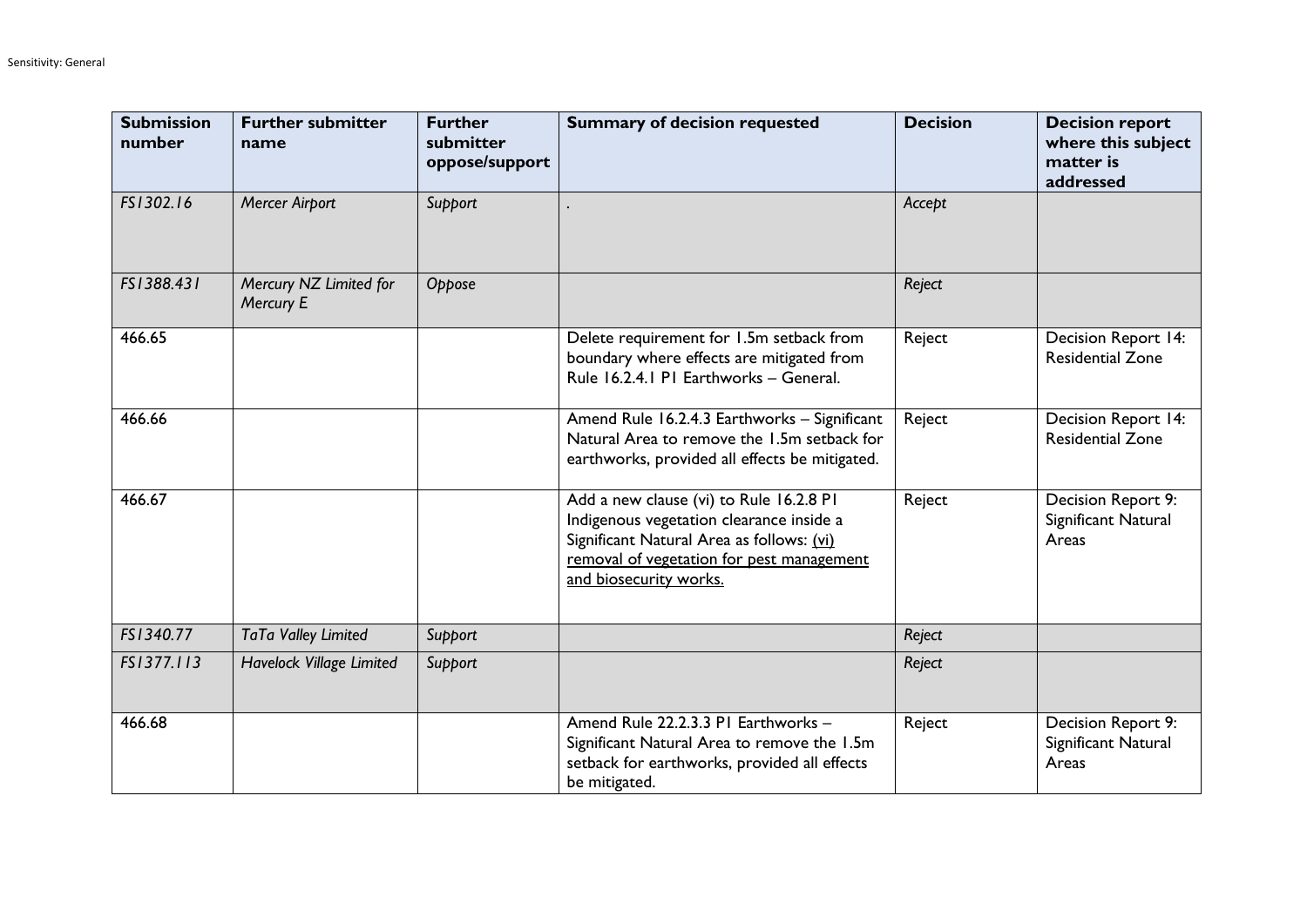| Submission number | Further submitter name | Further submitter oppose/support | Summary of decision requested | Decision | Decision report where this subject matter is addressed |
|---|---|---|---|---|---|
| *FS1302.16* | *Mercer Airport* | *Support* | . | *Accept* | |
| *FS1388.431* | *Mercury NZ Limited for Mercury E* | *Oppose* | | *Reject* | |
| 466.65 | | | Delete requirement for 1.5m setback from boundary where effects are mitigated from Rule 16.2.4.1 P1 Earthworks – General. | Reject | Decision Report 14: Residential Zone |
| 466.66 | | | Amend Rule 16.2.4.3 Earthworks – Significant Natural Area to remove the 1.5m setback for earthworks, provided all effects be mitigated. | Reject | Decision Report 14: Residential Zone |
| 466.67 | | | Add a new clause (vi) to Rule 16.2.8 P1 Indigenous vegetation clearance inside a Significant Natural Area as follows: <u>(vi) removal of vegetation for pest management and biosecurity works.</u> | Reject | Decision Report 9: Significant Natural Areas |
| *FS1340.77* | *TaTa Valley Limited* | *Support* | | *Reject* | |
| *FS1377.113* | *Havelock Village Limited* | *Support* | | *Reject* | |
| 466.68 | | | Amend Rule 22.2.3.3 P1 Earthworks – Significant Natural Area to remove the 1.5m setback for earthworks, provided all effects be mitigated. | Reject | Decision Report 9: Significant Natural Areas |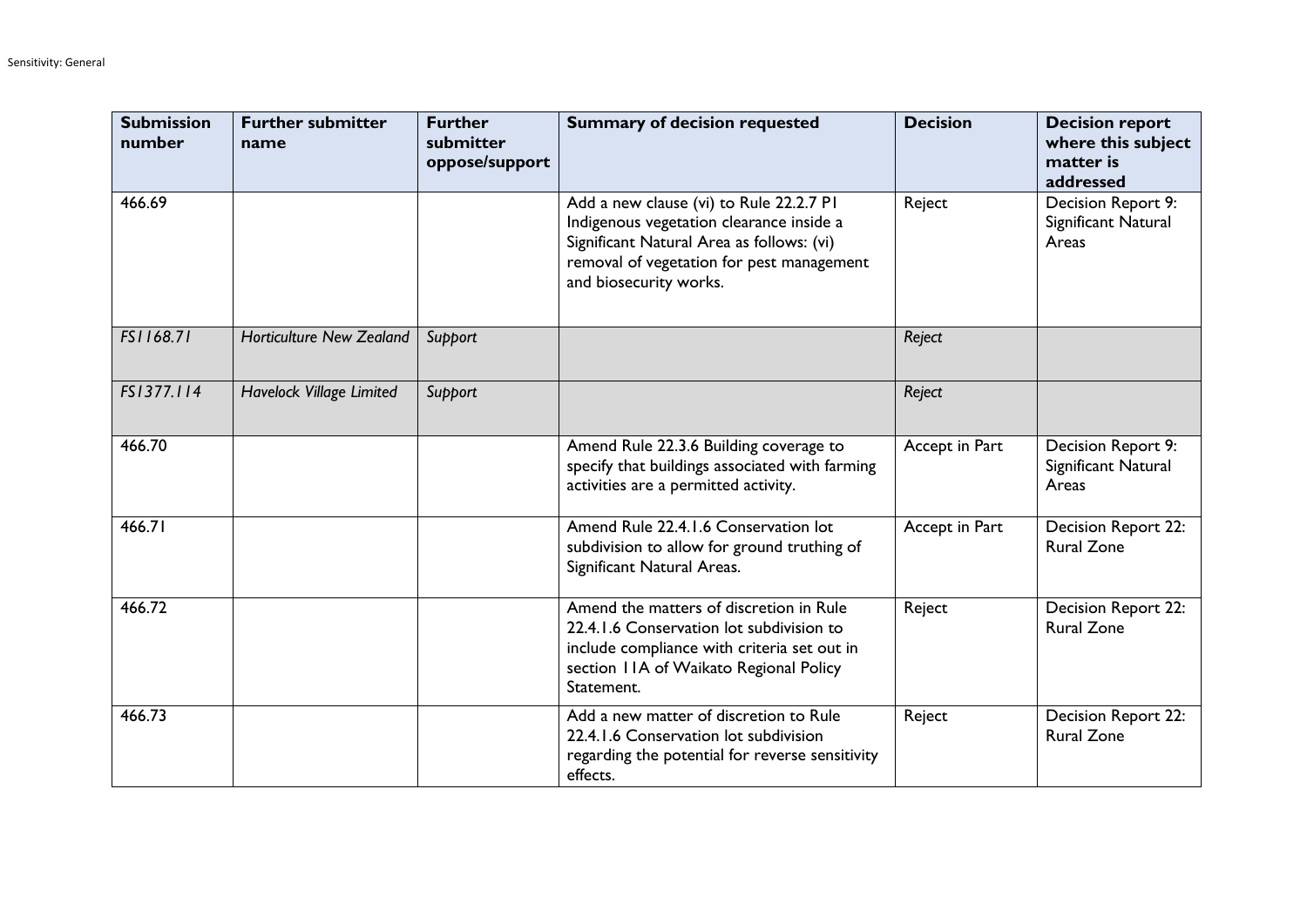| Submission number | Further submitter name | Further submitter oppose/support | Summary of decision requested | Decision | Decision report where this subject matter is addressed |
|---|---|---|---|---|---|
| 466.69 | | | Add a new clause (vi) to Rule 22.2.7 P1 Indigenous vegetation clearance inside a Significant Natural Area as follows: (vi) removal of vegetation for pest management and biosecurity works. | Reject | Decision Report 9: Significant Natural Areas |
| *FS1168.71* | *Horticulture New Zealand* | *Support* | | *Reject* | |
| *FS1377.114* | *Havelock Village Limited* | *Support* | | *Reject* | |
| 466.70 | | | Amend Rule 22.3.6 Building coverage to specify that buildings associated with farming activities are a permitted activity. | Accept in Part | Decision Report 9: Significant Natural Areas |
| 466.71 | | | Amend Rule 22.4.1.6 Conservation lot subdivision to allow for ground truthing of Significant Natural Areas. | Accept in Part | Decision Report 22: Rural Zone |
| 466.72 | | | Amend the matters of discretion in Rule 22.4.1.6 Conservation lot subdivision to include compliance with criteria set out in section 11A of Waikato Regional Policy Statement. | Reject | Decision Report 22: Rural Zone |
| 466.73 | | | Add a new matter of discretion to Rule 22.4.1.6 Conservation lot subdivision regarding the potential for reverse sensitivity effects. | Reject | Decision Report 22: Rural Zone |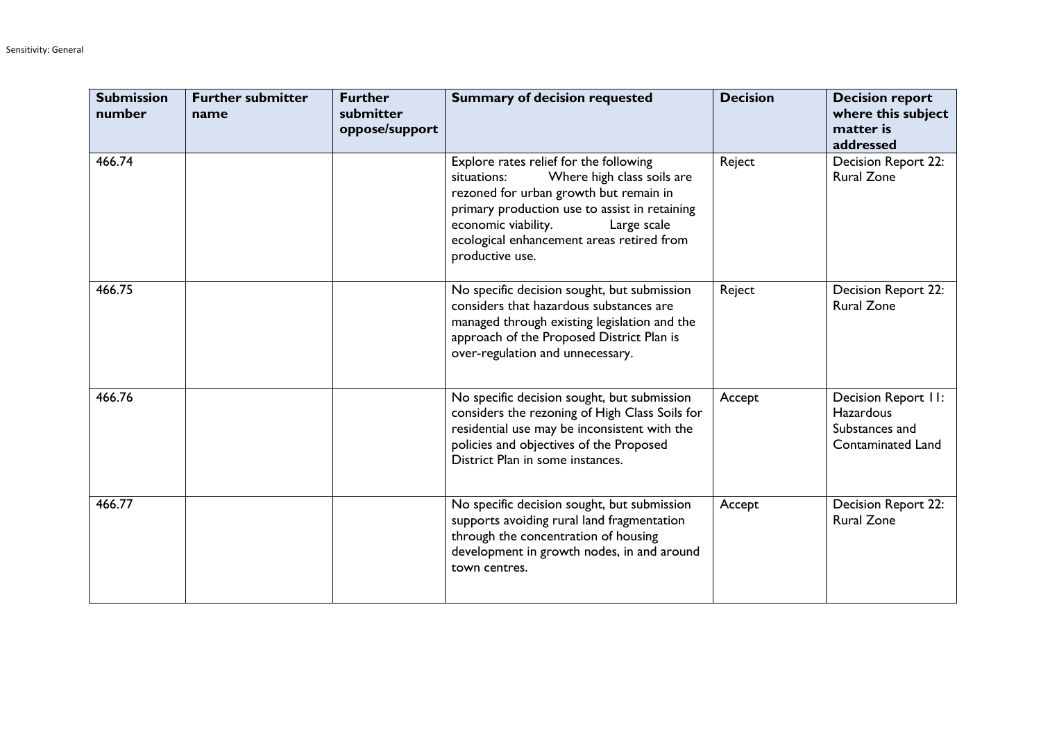| Submission number | Further submitter name | Further submitter oppose/support | Summary of decision requested | Decision | Decision report where this subject matter is addressed |
|---|---|---|---|---|---|
| 466.74 | | | Explore rates relief for the following situations: Where high class soils are rezoned for urban growth but remain in primary production use to assist in retaining economic viability. Large scale ecological enhancement areas retired from productive use. | Reject | Decision Report 22: Rural Zone |
| 466.75 | | | No specific decision sought, but submission considers that hazardous substances are managed through existing legislation and the approach of the Proposed District Plan is over-regulation and unnecessary. | Reject | Decision Report 22: Rural Zone |
| 466.76 | | | No specific decision sought, but submission considers the rezoning of High Class Soils for residential use may be inconsistent with the policies and objectives of the Proposed District Plan in some instances. | Accept | Decision Report 11: Hazardous Substances and Contaminated Land |
| 466.77 | | | No specific decision sought, but submission supports avoiding rural land fragmentation through the concentration of housing development in growth nodes, in and around town centres. | Accept | Decision Report 22: Rural Zone |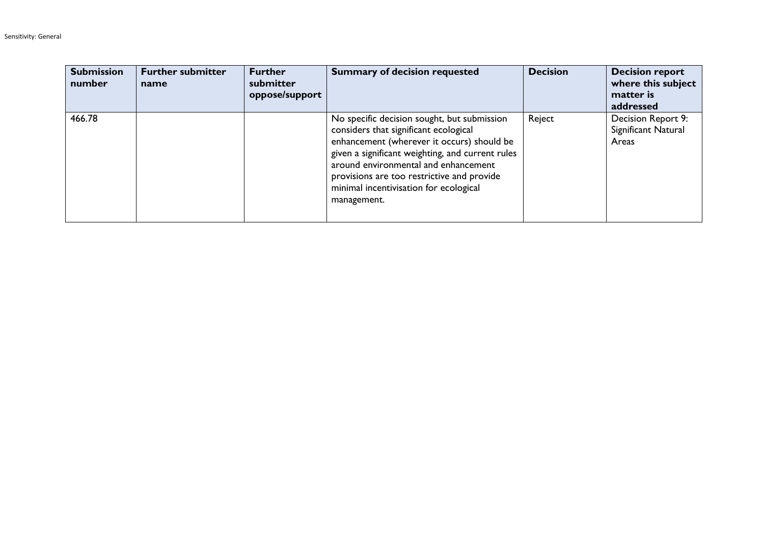| Submission number | Further submitter name | Further submitter oppose/support | Summary of decision requested | Decision | Decision report where this subject matter is addressed |
|---|---|---|---|---|---|
| 466.78 | | | No specific decision sought, but submission considers that significant ecological enhancement (wherever it occurs) should be given a significant weighting, and current rules around environmental and enhancement provisions are too restrictive and provide minimal incentivisation for ecological management. | Reject | Decision Report 9: Significant Natural Areas |